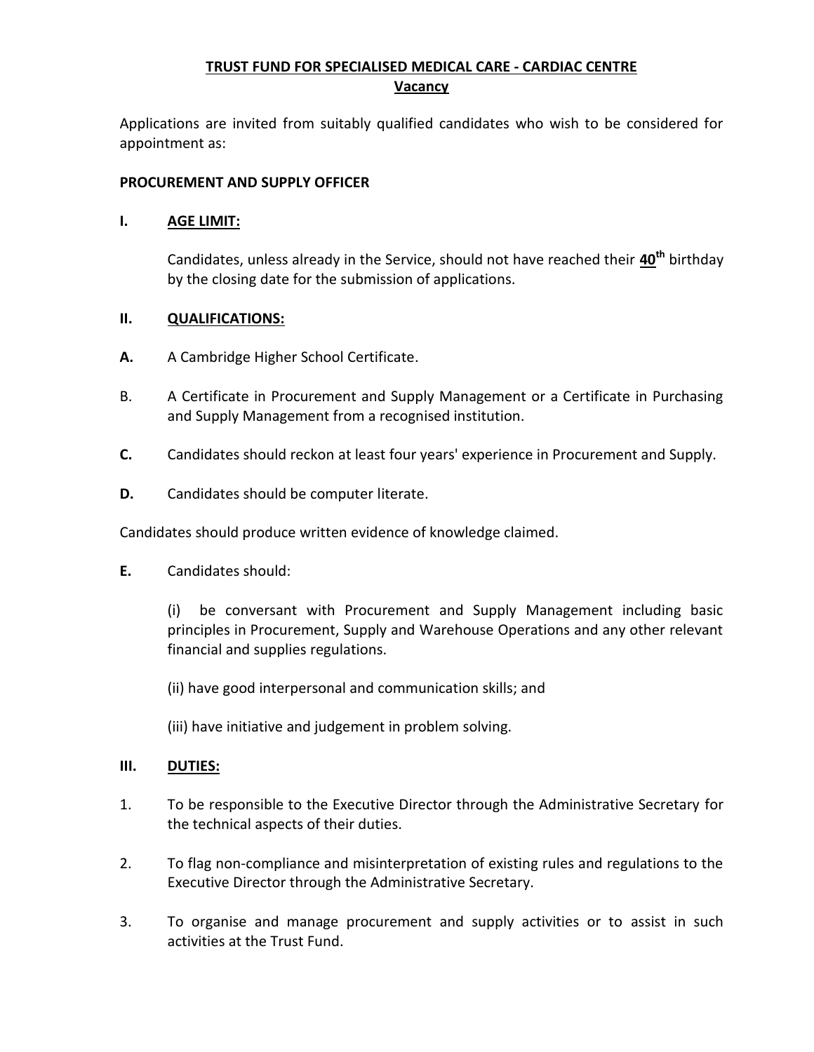# TRUST FUND FOR SPECIALISED MEDICAL CARE - CARDIAC CENTRE

## Vacancy

Applications are invited from suitably qualified candidates who wish to be considered for appointment as:

**PROCUREMENT AND SUPPLY OFFICER**

**I. AGE LIMIT:**

Candidates, unless already in the Service, should not have reached their **40th** birthday by the closing date for the submission of applications.

**II. QUALIFICATIONS:**

**A.** A Cambridge Higher School Certificate.

B. A Certificate in Procurement and Supply Management or a Certificate in Purchasing and Supply Management from a recognised institution.

**C.** Candidates should reckon at least four years' experience in Procurement and Supply.

**D.** Candidates should be computer literate.

Candidates should produce written evidence of knowledge claimed.

**E.** Candidates should:

(i) be conversant with Procurement and Supply Management including basic principles in Procurement, Supply and Warehouse Operations and any other relevant financial and supplies regulations.

(ii) have good interpersonal and communication skills; and

(iii) have initiative and judgement in problem solving.

**III. DUTIES:**

1. To be responsible to the Executive Director through the Administrative Secretary for the technical aspects of their duties.

2. To flag non-compliance and misinterpretation of existing rules and regulations to the Executive Director through the Administrative Secretary.

3. To organise and manage procurement and supply activities or to assist in such activities at the Trust Fund.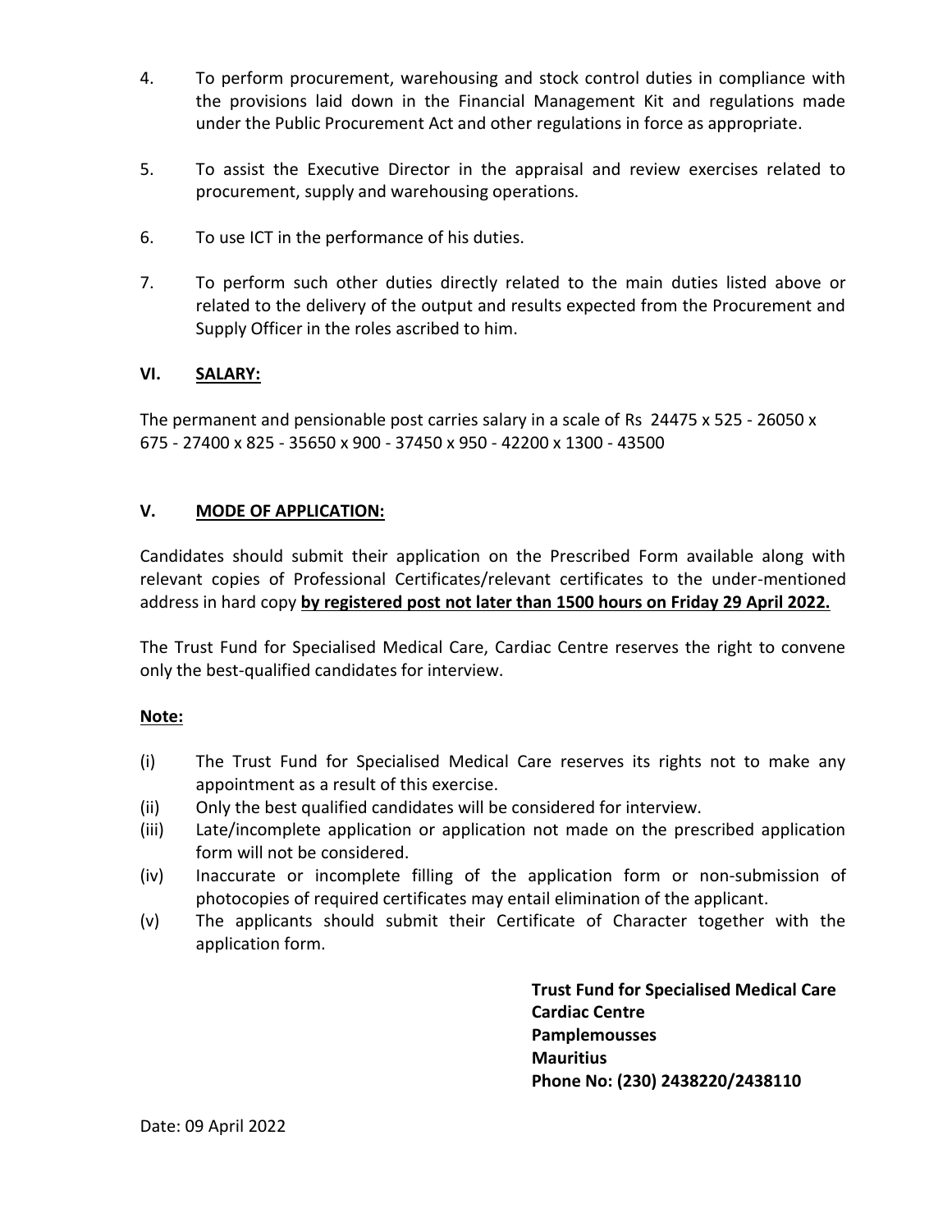4. To perform procurement, warehousing and stock control duties in compliance with the provisions laid down in the Financial Management Kit and regulations made under the Public Procurement Act and other regulations in force as appropriate.

5. To assist the Executive Director in the appraisal and review exercises related to procurement, supply and warehousing operations.

6. To use ICT in the performance of his duties.

7. To perform such other duties directly related to the main duties listed above or related to the delivery of the output and results expected from the Procurement and Supply Officer in the roles ascribed to him.

## VI. SALARY:

The permanent and pensionable post carries salary in a scale of Rs 24475 x 525 - 26050 x 675 - 27400 x 825 - 35650 x 900 - 37450 x 950 - 42200 x 1300 - 43500

## V. MODE OF APPLICATION:

Candidates should submit their application on the Prescribed Form available along with relevant copies of Professional Certificates/relevant certificates to the under-mentioned address in hard copy **by registered post not later than 1500 hours on Friday 29 April 2022.**

The Trust Fund for Specialised Medical Care, Cardiac Centre reserves the right to convene only the best-qualified candidates for interview.

**Note:**

(i) The Trust Fund for Specialised Medical Care reserves its rights not to make any appointment as a result of this exercise.
(ii) Only the best qualified candidates will be considered for interview.
(iii) Late/incomplete application or application not made on the prescribed application form will not be considered.
(iv) Inaccurate or incomplete filling of the application form or non-submission of photocopies of required certificates may entail elimination of the applicant.
(v) The applicants should submit their Certificate of Character together with the application form.

**Trust Fund for Specialised Medical Care**
**Cardiac Centre**
**Pamplemousses**
**Mauritius**
**Phone No: (230) 2438220/2438110**

Date: 09 April 2022